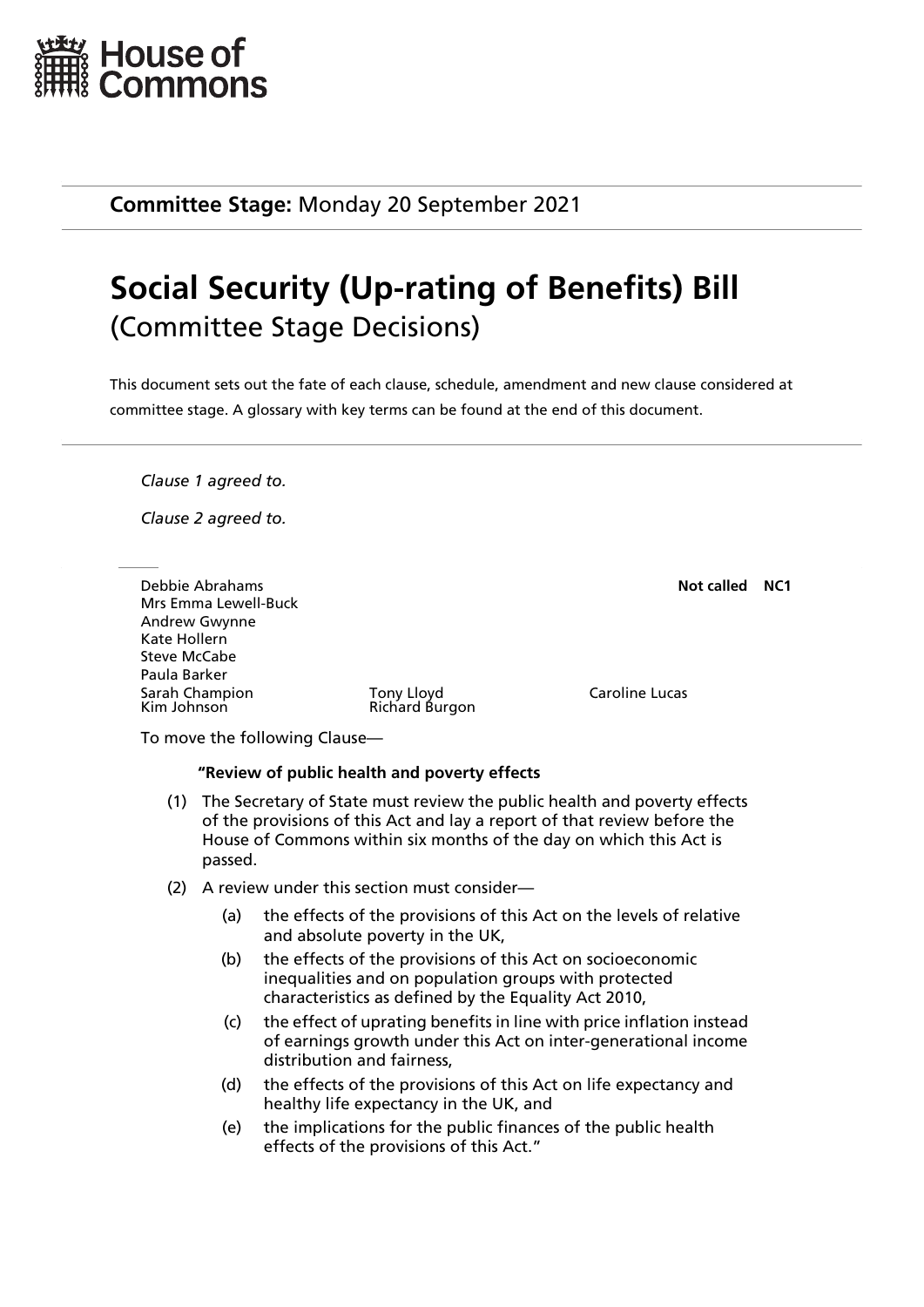House of Commons

**Committee Stage:** Monday 20 September 2021

# Social Security (Up-rating of Benefits) Bill
## (Committee Stage Decisions)

This document sets out the fate of each clause, schedule, amendment and new clause considered at committee stage. A glossary with key terms can be found at the end of this document.

---

*Clause 1 agreed to.*

*Clause 2 agreed to.*

Debbie Abrahams
Mrs Emma Lewell-Buck
Andrew Gwynne
Kate Hollern
Steve McCabe
Paula Barker
Sarah Champion
Kim Johnson
Tony Lloyd
Richard Burgon
Caroline Lucas

**Not called** **NC1**

To move the following Clause—

**"Review of public health and poverty effects**

(1) The Secretary of State must review the public health and poverty effects of the provisions of this Act and lay a report of that review before the House of Commons within six months of the day on which this Act is passed.

(2) A review under this section must consider—

(a) the effects of the provisions of this Act on the levels of relative and absolute poverty in the UK,

(b) the effects of the provisions of this Act on socioeconomic inequalities and on population groups with protected characteristics as defined by the Equality Act 2010,

(c) the effect of uprating benefits in line with price inflation instead of earnings growth under this Act on inter-generational income distribution and fairness,

(d) the effects of the provisions of this Act on life expectancy and healthy life expectancy in the UK, and

(e) the implications for the public finances of the public health effects of the provisions of this Act."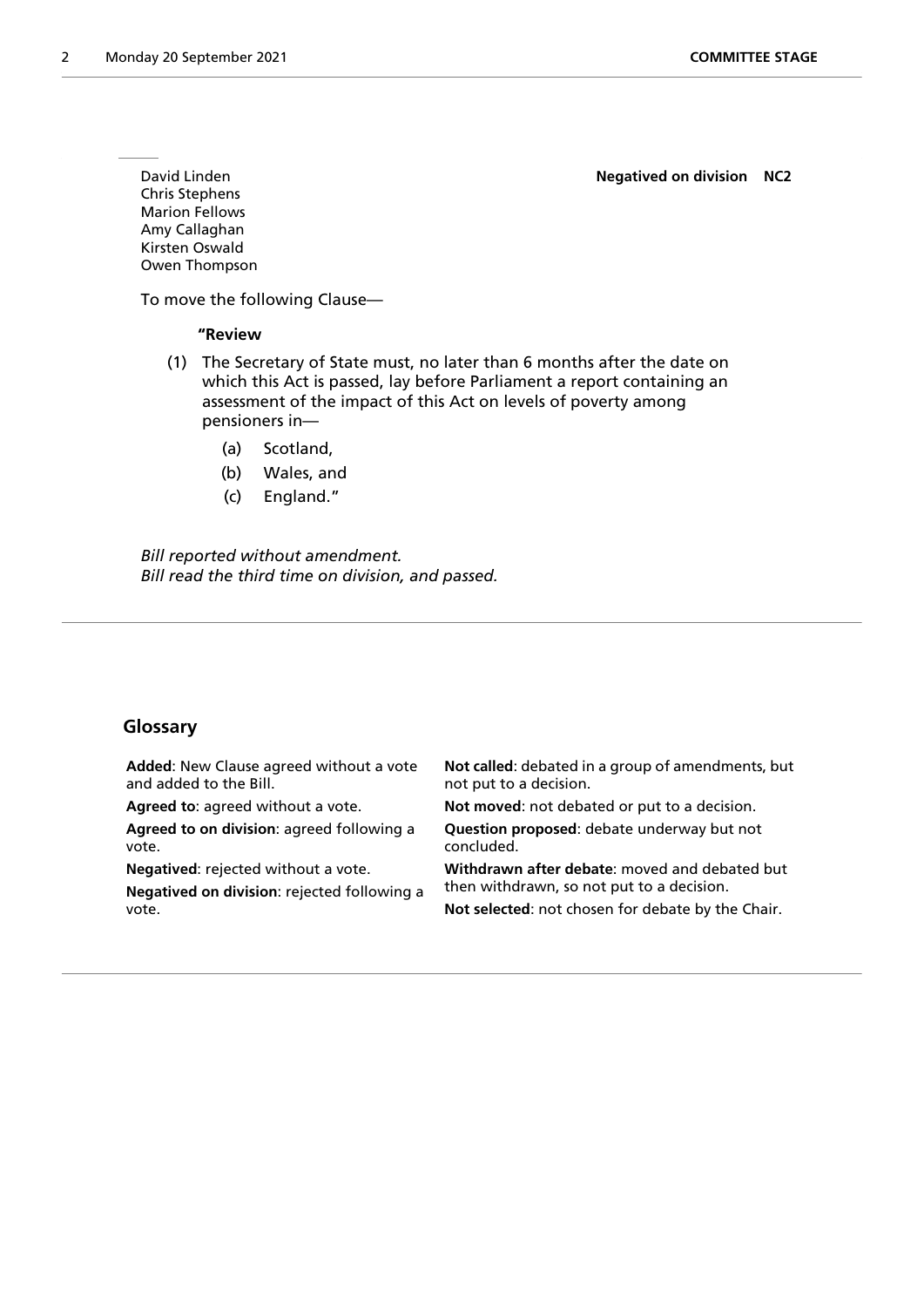David Linden
Chris Stephens
Marion Fellows
Amy Callaghan
Kirsten Oswald
Owen Thompson

**Negatived on division NC2**

To move the following Clause—

**"Review**

(1) The Secretary of State must, no later than 6 months after the date on which this Act is passed, lay before Parliament a report containing an assessment of the impact of this Act on levels of poverty among pensioners in—

(a) Scotland,

(b) Wales, and

(c) England."

*Bill reported without amendment.*
*Bill read the third time on division, and passed.*

## Glossary

**Added**: New Clause agreed without a vote and added to the Bill.

**Agreed to**: agreed without a vote.

**Agreed to on division**: agreed following a vote.

**Negatived**: rejected without a vote.

**Negatived on division**: rejected following a vote.

**Not called**: debated in a group of amendments, but not put to a decision.

**Not moved**: not debated or put to a decision.

**Question proposed**: debate underway but not concluded.

**Withdrawn after debate**: moved and debated but then withdrawn, so not put to a decision.

**Not selected**: not chosen for debate by the Chair.